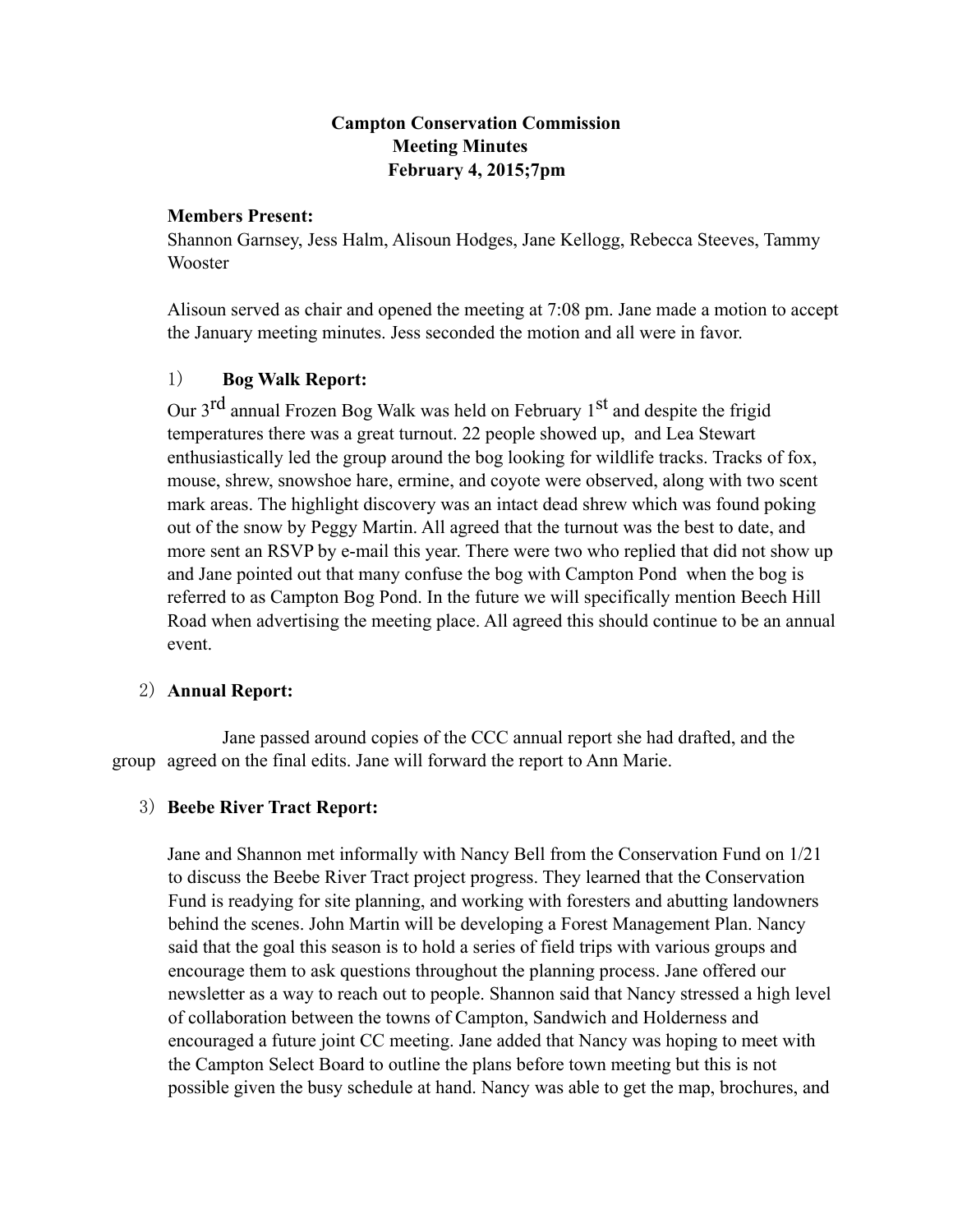# Campton Conservation Commission
## Meeting Minutes
### February 4, 2015;7pm

**Members Present:**
Shannon Garnsey, Jess Halm, Alisoun Hodges, Jane Kellogg, Rebecca Steeves, Tammy Wooster

Alisoun served as chair and opened the meeting at 7:08 pm. Jane made a motion to accept the January meeting minutes. Jess seconded the motion and all were in favor.

1) **Bog Walk Report:**

Our 3rd annual Frozen Bog Walk was held on February 1st and despite the frigid temperatures there was a great turnout. 22 people showed up, and Lea Stewart enthusiastically led the group around the bog looking for wildlife tracks. Tracks of fox, mouse, shrew, snowshoe hare, ermine, and coyote were observed, along with two scent mark areas. The highlight discovery was an intact dead shrew which was found poking out of the snow by Peggy Martin. All agreed that the turnout was the best to date, and more sent an RSVP by e-mail this year. There were two who replied that did not show up and Jane pointed out that many confuse the bog with Campton Pond when the bog is referred to as Campton Bog Pond. In the future we will specifically mention Beech Hill Road when advertising the meeting place. All agreed this should continue to be an annual event.

2) **Annual Report:**

Jane passed around copies of the CCC annual report she had drafted, and the group agreed on the final edits. Jane will forward the report to Ann Marie.

3) **Beebe River Tract Report:**

Jane and Shannon met informally with Nancy Bell from the Conservation Fund on 1/21 to discuss the Beebe River Tract project progress. They learned that the Conservation Fund is readying for site planning, and working with foresters and abutting landowners behind the scenes. John Martin will be developing a Forest Management Plan. Nancy said that the goal this season is to hold a series of field trips with various groups and encourage them to ask questions throughout the planning process. Jane offered our newsletter as a way to reach out to people. Shannon said that Nancy stressed a high level of collaboration between the towns of Campton, Sandwich and Holderness and encouraged a future joint CC meeting. Jane added that Nancy was hoping to meet with the Campton Select Board to outline the plans before town meeting but this is not possible given the busy schedule at hand. Nancy was able to get the map, brochures, and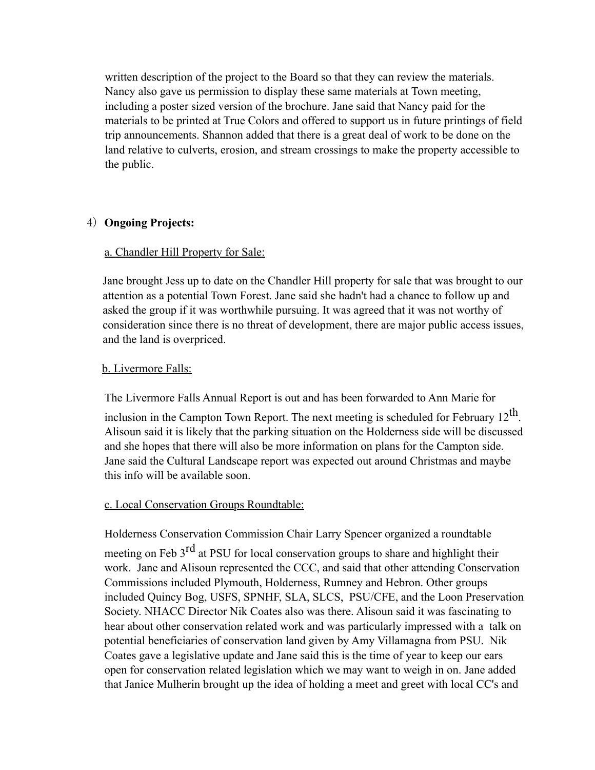written description of the project to the Board so that they can review the materials. Nancy also gave us permission to display these same materials at Town meeting, including a poster sized version of the brochure. Jane said that Nancy paid for the materials to be printed at True Colors and offered to support us in future printings of field trip announcements. Shannon added that there is a great deal of work to be done on the land relative to culverts, erosion, and stream crossings to make the property accessible to the public.

4) **Ongoing Projects:**

a. Chandler Hill Property for Sale:

Jane brought Jess up to date on the Chandler Hill property for sale that was brought to our attention as a potential Town Forest. Jane said she hadn't had a chance to follow up and asked the group if it was worthwhile pursuing. It was agreed that it was not worthy of consideration since there is no threat of development, there are major public access issues, and the land is overpriced.

b. Livermore Falls:

The Livermore Falls Annual Report is out and has been forwarded to Ann Marie for inclusion in the Campton Town Report. The next meeting is scheduled for February 12th. Alisoun said it is likely that the parking situation on the Holderness side will be discussed and she hopes that there will also be more information on plans for the Campton side. Jane said the Cultural Landscape report was expected out around Christmas and maybe this info will be available soon.

c. Local Conservation Groups Roundtable:

Holderness Conservation Commission Chair Larry Spencer organized a roundtable meeting on Feb 3rd at PSU for local conservation groups to share and highlight their work. Jane and Alisoun represented the CCC, and said that other attending Conservation Commissions included Plymouth, Holderness, Rumney and Hebron. Other groups included Quincy Bog, USFS, SPNHF, SLA, SLCS, PSU/CFE, and the Loon Preservation Society. NHACC Director Nik Coates also was there. Alisoun said it was fascinating to hear about other conservation related work and was particularly impressed with a talk on potential beneficiaries of conservation land given by Amy Villamagna from PSU. Nik Coates gave a legislative update and Jane said this is the time of year to keep our ears open for conservation related legislation which we may want to weigh in on. Jane added that Janice Mulherin brought up the idea of holding a meet and greet with local CC's and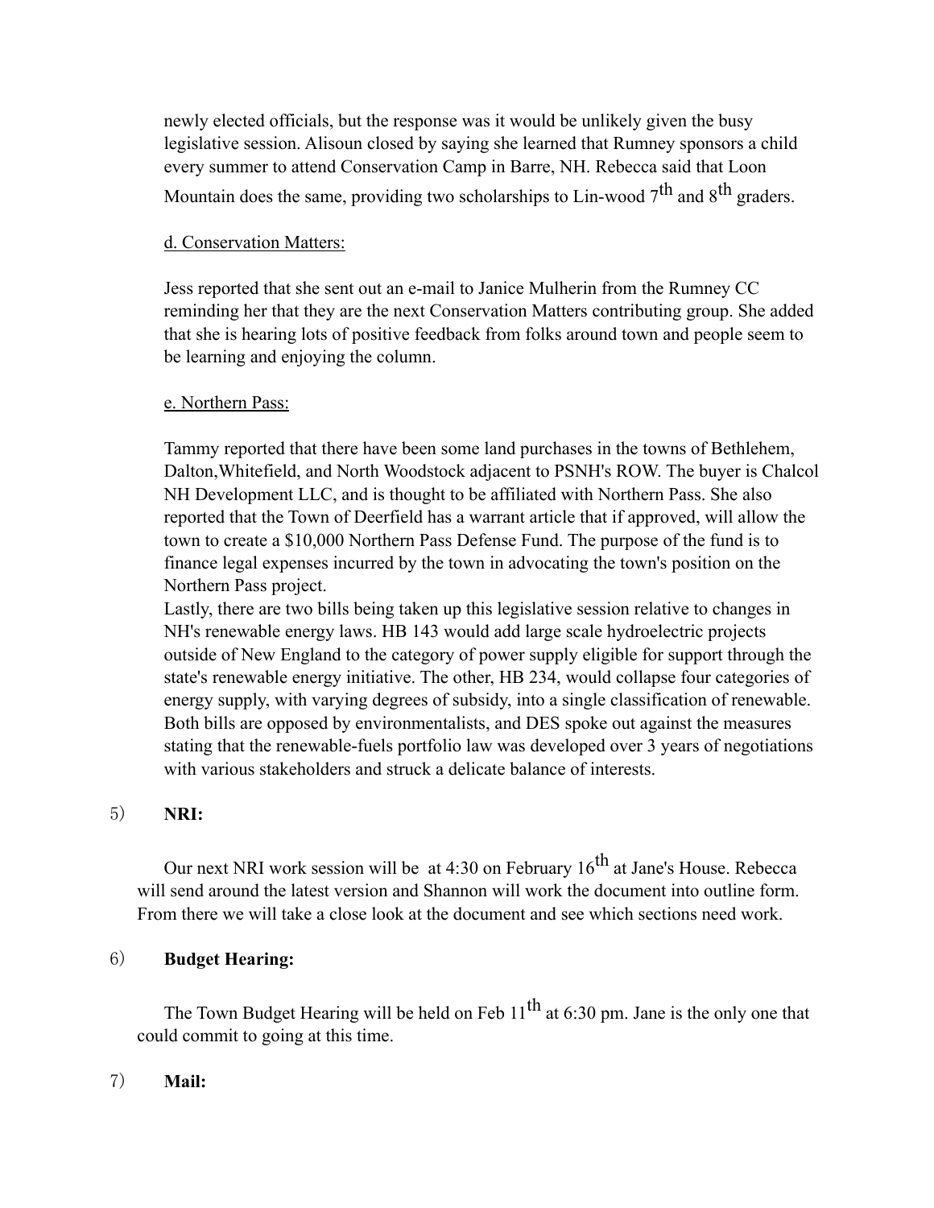newly elected officials, but the response was it would be unlikely given the busy legislative session. Alisoun closed by saying she learned that Rumney sponsors a child every summer to attend Conservation Camp in Barre, NH. Rebecca said that Loon Mountain does the same, providing two scholarships to Lin-wood 7th and 8th graders.

d. Conservation Matters:

Jess reported that she sent out an e-mail to Janice Mulherin from the Rumney CC reminding her that they are the next Conservation Matters contributing group. She added that she is hearing lots of positive feedback from folks around town and people seem to be learning and enjoying the column.

e. Northern Pass:

Tammy reported that there have been some land purchases in the towns of Bethlehem, Dalton,Whitefield, and North Woodstock adjacent to PSNH's ROW. The buyer is Chalcol NH Development LLC, and is thought to be affiliated with Northern Pass. She also reported that the Town of Deerfield has a warrant article that if approved, will allow the town to create a $10,000 Northern Pass Defense Fund. The purpose of the fund is to finance legal expenses incurred by the town in advocating the town's position on the Northern Pass project.

Lastly, there are two bills being taken up this legislative session relative to changes in NH's renewable energy laws. HB 143 would add large scale hydroelectric projects outside of New England to the category of power supply eligible for support through the state's renewable energy initiative. The other, HB 234, would collapse four categories of energy supply, with varying degrees of subsidy, into a single classification of renewable. Both bills are opposed by environmentalists, and DES spoke out against the measures stating that the renewable-fuels portfolio law was developed over 3 years of negotiations with various stakeholders and struck a delicate balance of interests.

5) **NRI:**

Our next NRI work session will be at 4:30 on February 16th at Jane's House. Rebecca will send around the latest version and Shannon will work the document into outline form. From there we will take a close look at the document and see which sections need work.

6) **Budget Hearing:**

The Town Budget Hearing will be held on Feb 11th at 6:30 pm. Jane is the only one that could commit to going at this time.

7) **Mail:**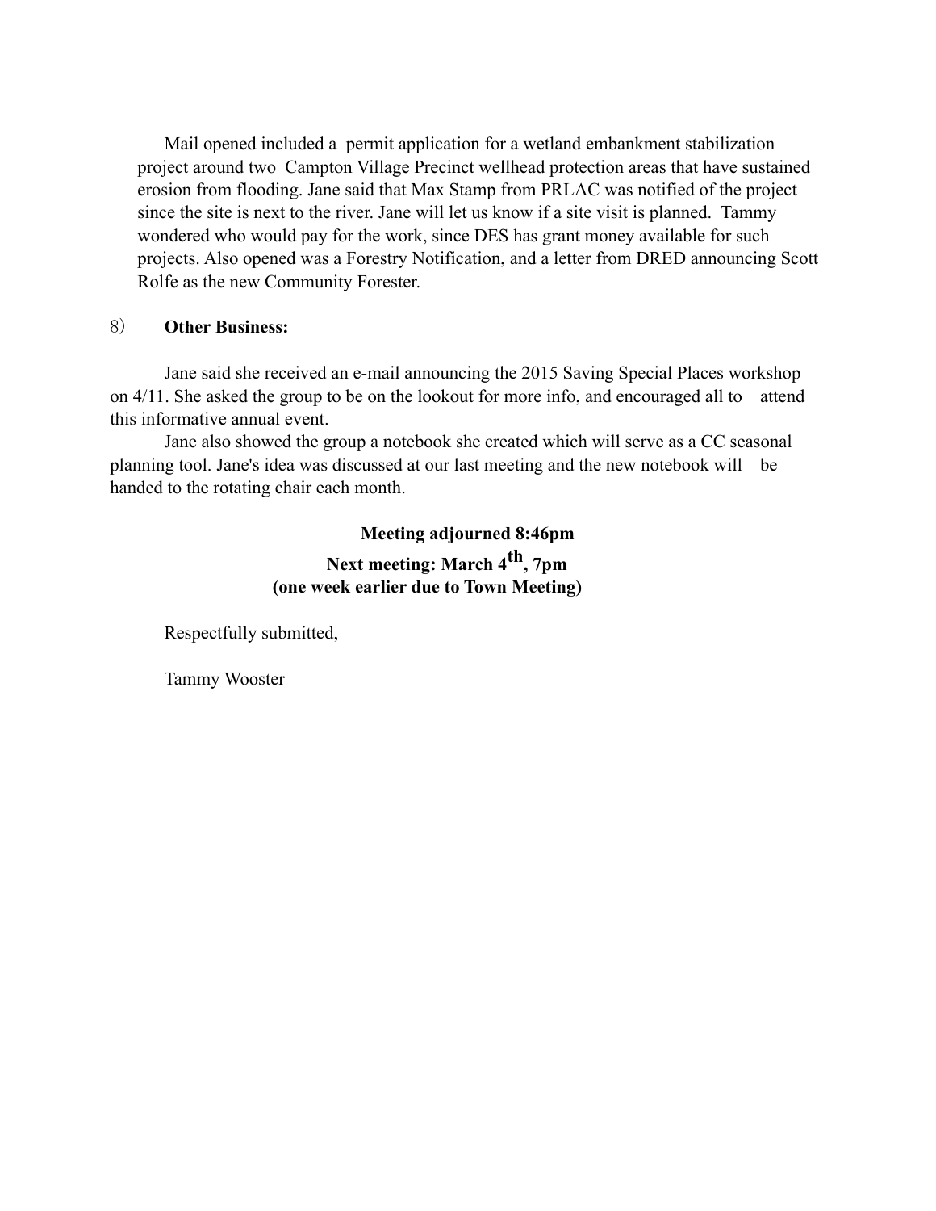Mail opened included a permit application for a wetland embankment stabilization project around two Campton Village Precinct wellhead protection areas that have sustained erosion from flooding. Jane said that Max Stamp from PRLAC was notified of the project since the site is next to the river. Jane will let us know if a site visit is planned. Tammy wondered who would pay for the work, since DES has grant money available for such projects. Also opened was a Forestry Notification, and a letter from DRED announcing Scott Rolfe as the new Community Forester.

8) **Other Business:**

Jane said she received an e-mail announcing the 2015 Saving Special Places workshop on 4/11. She asked the group to be on the lookout for more info, and encouraged all to attend this informative annual event.

Jane also showed the group a notebook she created which will serve as a CC seasonal planning tool. Jane's idea was discussed at our last meeting and the new notebook will be handed to the rotating chair each month.

**Meeting adjourned 8:46pm**

**Next meeting: March 4th, 7pm**

**(one week earlier due to Town Meeting)**

Respectfully submitted,

Tammy Wooster